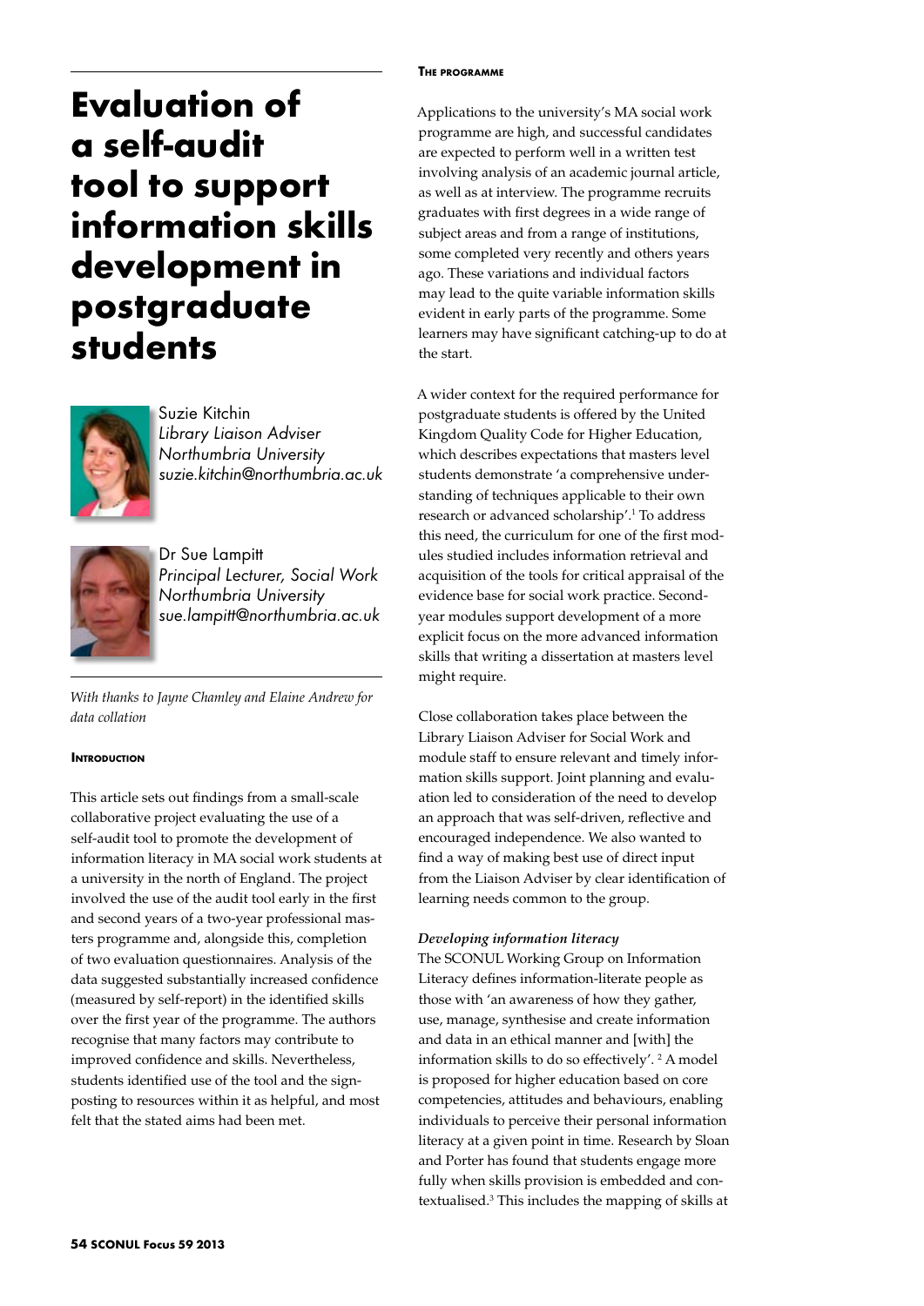# Evaluation of a self-audit tool to support information skills development in postgraduate students

Suzie Kitchin
*Library Liaison Adviser*
*Northumbria University*
*suzie.kitchin@northumbria.ac.uk*

Dr Sue Lampitt
*Principal Lecturer, Social Work*
*Northumbria University*
*sue.lampitt@northumbria.ac.uk*

*With thanks to Jayne Chamley and Elaine Andrew for data collation*

## Introduction

This article sets out findings from a small-scale collaborative project evaluating the use of a self-audit tool to promote the development of information literacy in MA social work students at a university in the north of England. The project involved the use of the audit tool early in the first and second years of a two-year professional masters programme and, alongside this, completion of two evaluation questionnaires. Analysis of the data suggested substantially increased confidence (measured by self-report) in the identified skills over the first year of the programme. The authors recognise that many factors may contribute to improved confidence and skills. Nevertheless, students identified use of the tool and the signposting to resources within it as helpful, and most felt that the stated aims had been met.

## The programme

Applications to the university's MA social work programme are high, and successful candidates are expected to perform well in a written test involving analysis of an academic journal article, as well as at interview. The programme recruits graduates with first degrees in a wide range of subject areas and from a range of institutions, some completed very recently and others years ago. These variations and individual factors may lead to the quite variable information skills evident in early parts of the programme. Some learners may have significant catching-up to do at the start.

A wider context for the required performance for postgraduate students is offered by the United Kingdom Quality Code for Higher Education, which describes expectations that masters level students demonstrate 'a comprehensive understanding of techniques applicable to their own research or advanced scholarship'.[1] To address this need, the curriculum for one of the first modules studied includes information retrieval and acquisition of the tools for critical appraisal of the evidence base for social work practice. Second-year modules support development of a more explicit focus on the more advanced information skills that writing a dissertation at masters level might require.

Close collaboration takes place between the Library Liaison Adviser for Social Work and module staff to ensure relevant and timely information skills support. Joint planning and evaluation led to consideration of the need to develop an approach that was self-driven, reflective and encouraged independence. We also wanted to find a way of making best use of direct input from the Liaison Adviser by clear identification of learning needs common to the group.

### *Developing information literacy*

The SCONUL Working Group on Information Literacy defines information-literate people as those with 'an awareness of how they gather, use, manage, synthesise and create information and data in an ethical manner and [with] the information skills to do so effectively'. [2] A model is proposed for higher education based on core competencies, attitudes and behaviours, enabling individuals to perceive their personal information literacy at a given point in time. Research by Sloan and Porter has found that students engage more fully when skills provision is embedded and contextualised.[3] This includes the mapping of skills at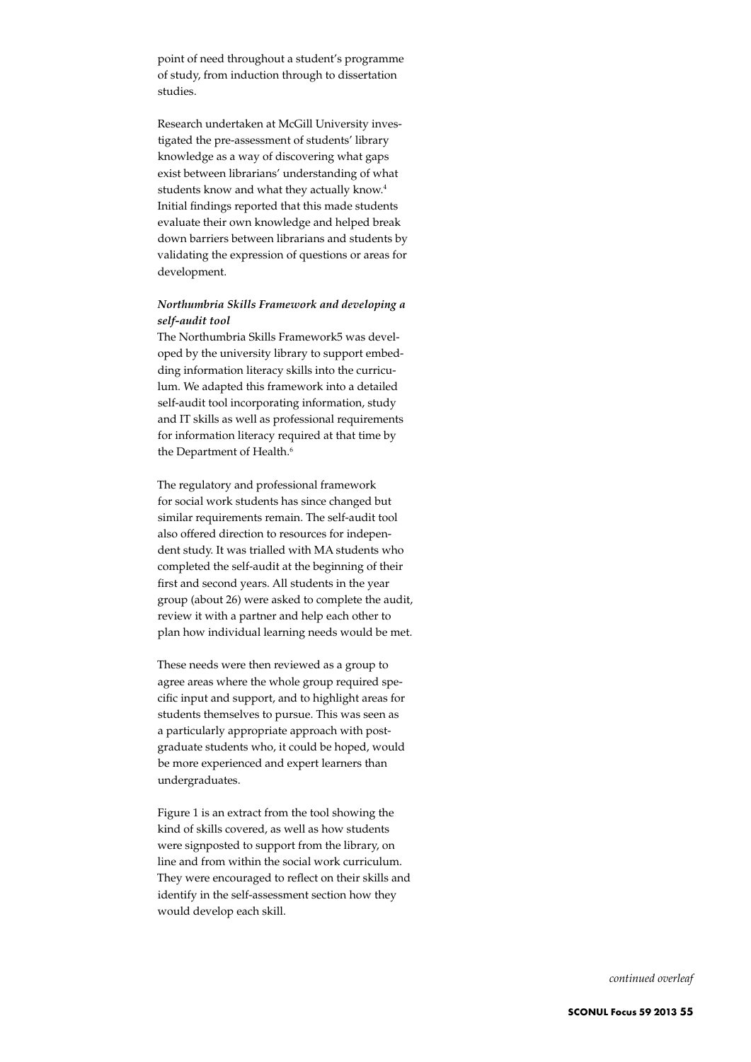point of need throughout a student's programme of study, from induction through to dissertation studies.

Research undertaken at McGill University investigated the pre-assessment of students' library knowledge as a way of discovering what gaps exist between librarians' understanding of what students know and what they actually know.[4] Initial findings reported that this made students evaluate their own knowledge and helped break down barriers between librarians and students by validating the expression of questions or areas for development.

***Northumbria Skills Framework and developing a self-audit tool***

The Northumbria Skills Framework5 was developed by the university library to support embedding information literacy skills into the curriculum. We adapted this framework into a detailed self-audit tool incorporating information, study and IT skills as well as professional requirements for information literacy required at that time by the Department of Health.[6]

The regulatory and professional framework for social work students has since changed but similar requirements remain. The self-audit tool also offered direction to resources for independent study. It was trialled with MA students who completed the self-audit at the beginning of their first and second years. All students in the year group (about 26) were asked to complete the audit, review it with a partner and help each other to plan how individual learning needs would be met.

These needs were then reviewed as a group to agree areas where the whole group required specific input and support, and to highlight areas for students themselves to pursue. This was seen as a particularly appropriate approach with postgraduate students who, it could be hoped, would be more experienced and expert learners than undergraduates.

Figure 1 is an extract from the tool showing the kind of skills covered, as well as how students were signposted to support from the library, on line and from within the social work curriculum. They were encouraged to reflect on their skills and identify in the self-assessment section how they would develop each skill.

*continued overleaf*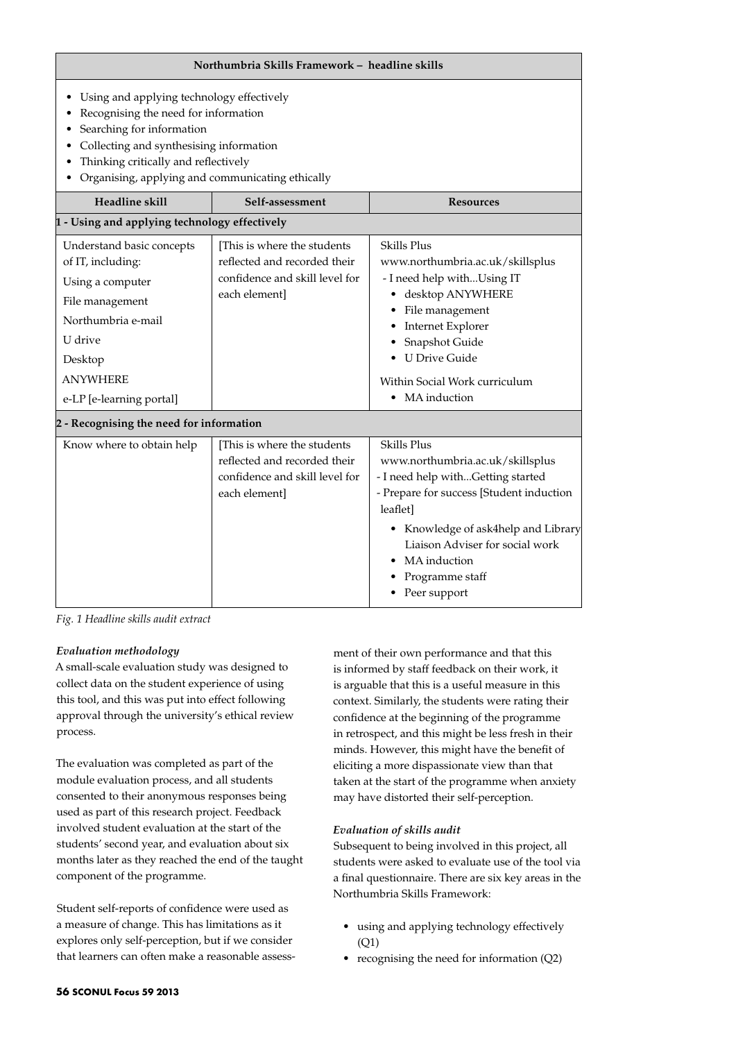| Northumbria Skills Framework – headline skills | | |
|---|---|---|
| • Using and applying technology effectively<br>• Recognising the need for information<br>• Searching for information<br>• Collecting and synthesising information<br>• Thinking critically and reflectively<br>• Organising, applying and communicating ethically | | |
| **Headline skill** | **Self-assessment** | **Resources** |
| **1 - Using and applying technology effectively** | | |
| Understand basic concepts of IT, including:<br>Using a computer<br>File management<br>Northumbria e-mail<br>U drive<br>Desktop<br>ANYWHERE<br>e-LP [e-learning portal] | [This is where the students reflected and recorded their confidence and skill level for each element] | Skills Plus<br>www.northumbria.ac.uk/skillsplus<br>- I need help with...Using IT<br>• desktop ANYWHERE<br>• File management<br>• Internet Explorer<br>• Snapshot Guide<br>• U Drive Guide<br>Within Social Work curriculum<br>• MA induction |
| **2 - Recognising the need for information** | | |
| Know where to obtain help | [This is where the students reflected and recorded their confidence and skill level for each element] | Skills Plus<br>www.northumbria.ac.uk/skillsplus<br>- I need help with...Getting started<br>- Prepare for success [Student induction leaflet]<br>• Knowledge of ask4help and Library Liaison Adviser for social work<br>• MA induction<br>• Programme staff<br>• Peer support |

*Fig. 1 Headline skills audit extract*

### *Evaluation methodology*

A small-scale evaluation study was designed to collect data on the student experience of using this tool, and this was put into effect following approval through the university's ethical review process.

The evaluation was completed as part of the module evaluation process, and all students consented to their anonymous responses being used as part of this research project. Feedback involved student evaluation at the start of the students' second year, and evaluation about six months later as they reached the end of the taught component of the programme.

Student self-reports of confidence were used as a measure of change. This has limitations as it explores only self-perception, but if we consider that learners can often make a reasonable assessment of their own performance and that this is informed by staff feedback on their work, it is arguable that this is a useful measure in this context. Similarly, the students were rating their confidence at the beginning of the programme in retrospect, and this might be less fresh in their minds. However, this might have the benefit of eliciting a more dispassionate view than that taken at the start of the programme when anxiety may have distorted their self-perception.

### *Evaluation of skills audit*

Subsequent to being involved in this project, all students were asked to evaluate use of the tool via a final questionnaire. There are six key areas in the Northumbria Skills Framework:

- using and applying technology effectively (Q1)
- recognising the need for information (Q2)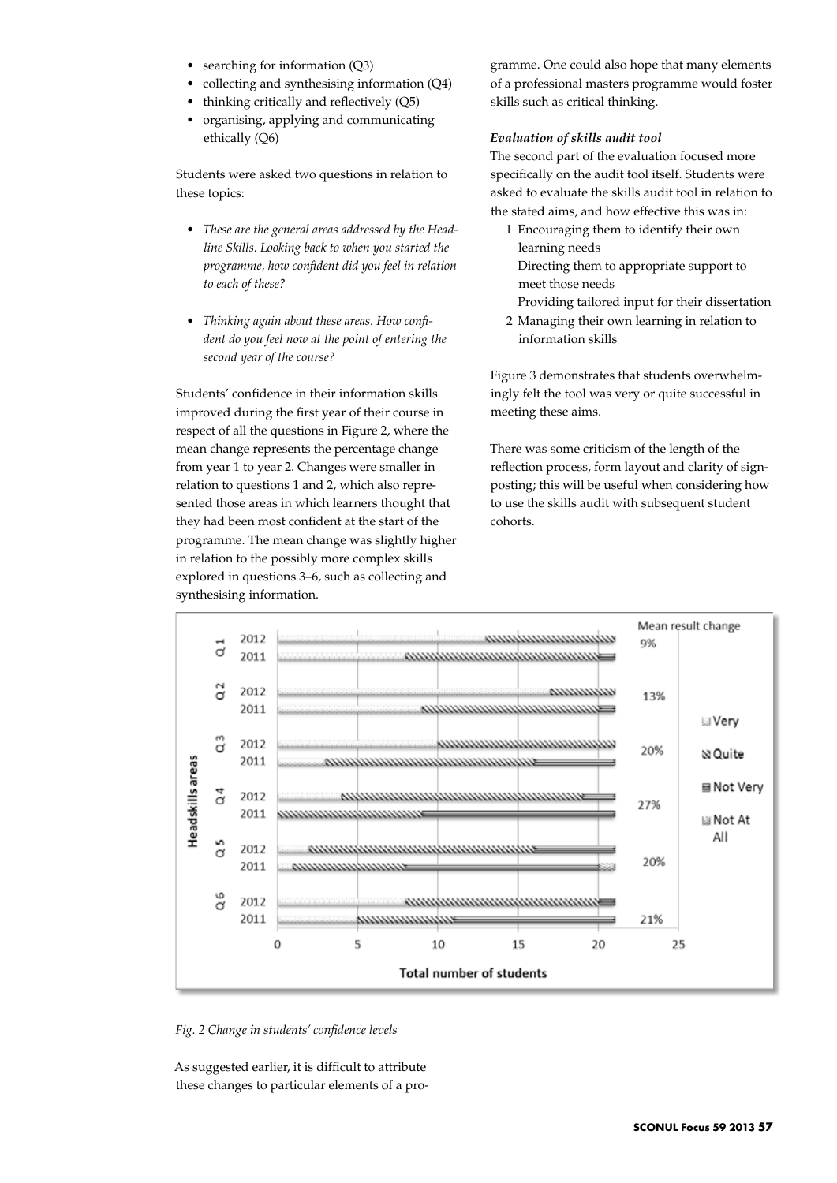- searching for information (Q3)
- collecting and synthesising information (Q4)
- thinking critically and reflectively (Q5)
- organising, applying and communicating ethically (Q6)

Students were asked two questions in relation to these topics:

- *These are the general areas addressed by the Headline Skills. Looking back to when you started the programme, how confident did you feel in relation to each of these?*
- *Thinking again about these areas. How confident do you feel now at the point of entering the second year of the course?*

Students' confidence in their information skills improved during the first year of their course in respect of all the questions in Figure 2, where the mean change represents the percentage change from year 1 to year 2. Changes were smaller in relation to questions 1 and 2, which also represented those areas in which learners thought that they had been most confident at the start of the programme. The mean change was slightly higher in relation to the possibly more complex skills explored in questions 3–6, such as collecting and synthesising information.

| Headskills areas | Year | Mean result change |
|---|---|---|
| Q.1 | 2012 / 2011 | 9% |
| Q.2 | 2012 / 2011 | 13% |
| Q.3 | 2012 / 2011 | 20% |
| Q.4 | 2012 / 2011 | 27% |
| Q.5 | 2012 / 2011 | 20% |
| Q.6 | 2012 / 2011 | 21% |

Legend: Very; Quite; Not Very; Not At All. X-axis: Total number of students (0–25).

*Fig. 2 Change in students' confidence levels*

As suggested earlier, it is difficult to attribute these changes to particular elements of a programme. One could also hope that many elements of a professional masters programme would foster skills such as critical thinking.

***Evaluation of skills audit tool***

The second part of the evaluation focused more specifically on the audit tool itself. Students were asked to evaluate the skills audit tool in relation to the stated aims, and how effective this was in:

1. Encouraging them to identify their own learning needs
   Directing them to appropriate support to meet those needs
   Providing tailored input for their dissertation
2. Managing their own learning in relation to information skills

Figure 3 demonstrates that students overwhelmingly felt the tool was very or quite successful in meeting these aims.

There was some criticism of the length of the reflection process, form layout and clarity of signposting; this will be useful when considering how to use the skills audit with subsequent student cohorts.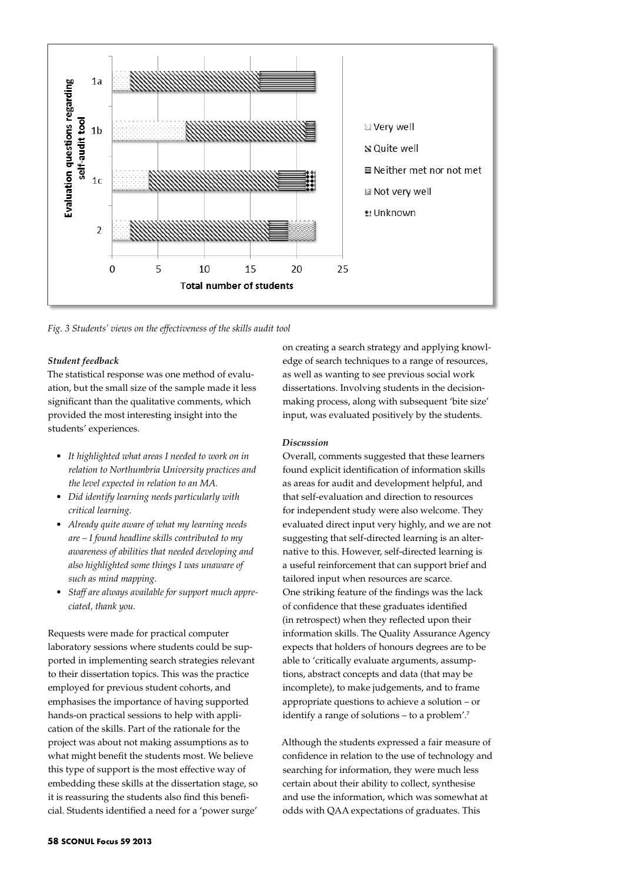Fig. 3 Students' views on the effectiveness of the skills audit tool

### *Student feedback*

The statistical response was one method of evaluation, but the small size of the sample made it less significant than the qualitative comments, which provided the most interesting insight into the students' experiences.

- *It highlighted what areas I needed to work on in relation to Northumbria University practices and the level expected in relation to an MA.*
- *Did identify learning needs particularly with critical learning.*
- *Already quite aware of what my learning needs are – I found headline skills contributed to my awareness of abilities that needed developing and also highlighted some things I was unaware of such as mind mapping.*
- *Staff are always available for support much appreciated, thank you.*

Requests were made for practical computer laboratory sessions where students could be supported in implementing search strategies relevant to their dissertation topics. This was the practice employed for previous student cohorts, and emphasises the importance of having supported hands-on practical sessions to help with application of the skills. Part of the rationale for the project was about not making assumptions as to what might benefit the students most. We believe this type of support is the most effective way of embedding these skills at the dissertation stage, so it is reassuring the students also find this beneficial. Students identified a need for a 'power surge' on creating a search strategy and applying knowledge of search techniques to a range of resources, as well as wanting to see previous social work dissertations. Involving students in the decision-making process, along with subsequent 'bite size' input, was evaluated positively by the students.

### *Discussion*

Overall, comments suggested that these learners found explicit identification of information skills as areas for audit and development helpful, and that self-evaluation and direction to resources for independent study were also welcome. They evaluated direct input very highly, and we are not suggesting that self-directed learning is an alternative to this. However, self-directed learning is a useful reinforcement that can support brief and tailored input when resources are scarce.
One striking feature of the findings was the lack of confidence that these graduates identified (in retrospect) when they reflected upon their information skills. The Quality Assurance Agency expects that holders of honours degrees are to be able to 'critically evaluate arguments, assumptions, abstract concepts and data (that may be incomplete), to make judgements, and to frame appropriate questions to achieve a solution – or identify a range of solutions – to a problem'.[7]

Although the students expressed a fair measure of confidence in relation to the use of technology and searching for information, they were much less certain about their ability to collect, synthesise and use the information, which was somewhat at odds with QAA expectations of graduates. This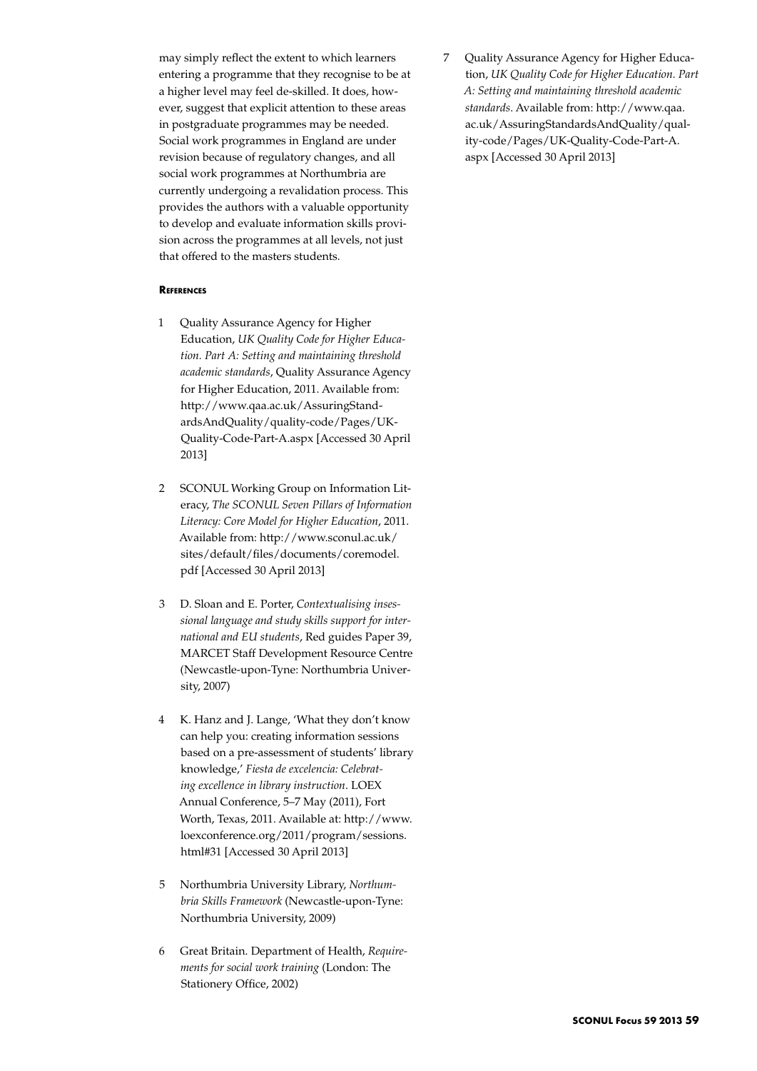may simply reflect the extent to which learners entering a programme that they recognise to be at a higher level may feel de-skilled. It does, however, suggest that explicit attention to these areas in postgraduate programmes may be needed. Social work programmes in England are under revision because of regulatory changes, and all social work programmes at Northumbria are currently undergoing a revalidation process. This provides the authors with a valuable opportunity to develop and evaluate information skills provision across the programmes at all levels, not just that offered to the masters students.

#### References

1. Quality Assurance Agency for Higher Education, *UK Quality Code for Higher Education. Part A: Setting and maintaining threshold academic standards*, Quality Assurance Agency for Higher Education, 2011. Available from: http://www.qaa.ac.uk/AssuringStandardsAndQuality/quality-code/Pages/UK-Quality-Code-Part-A.aspx [Accessed 30 April 2013]

2. SCONUL Working Group on Information Literacy, *The SCONUL Seven Pillars of Information Literacy: Core Model for Higher Education*, 2011. Available from: http://www.sconul.ac.uk/sites/default/files/documents/coremodel.pdf [Accessed 30 April 2013]

3. D. Sloan and E. Porter, *Contextualising insessional language and study skills support for international and EU students*, Red guides Paper 39, MARCET Staff Development Resource Centre (Newcastle-upon-Tyne: Northumbria University, 2007)

4. K. Hanz and J. Lange, 'What they don't know can help you: creating information sessions based on a pre-assessment of students' library knowledge,' *Fiesta de excelencia: Celebrating excellence in library instruction*. LOEX Annual Conference, 5–7 May (2011), Fort Worth, Texas, 2011. Available at: http://www.loexconference.org/2011/program/sessions.html#31 [Accessed 30 April 2013]

5. Northumbria University Library, *Northumbria Skills Framework* (Newcastle-upon-Tyne: Northumbria University, 2009)

6. Great Britain. Department of Health, *Requirements for social work training* (London: The Stationery Office, 2002)

7. Quality Assurance Agency for Higher Education, *UK Quality Code for Higher Education. Part A: Setting and maintaining threshold academic standards*. Available from: http://www.qaa.ac.uk/AssuringStandardsAndQuality/quality-code/Pages/UK-Quality-Code-Part-A.aspx [Accessed 30 April 2013]